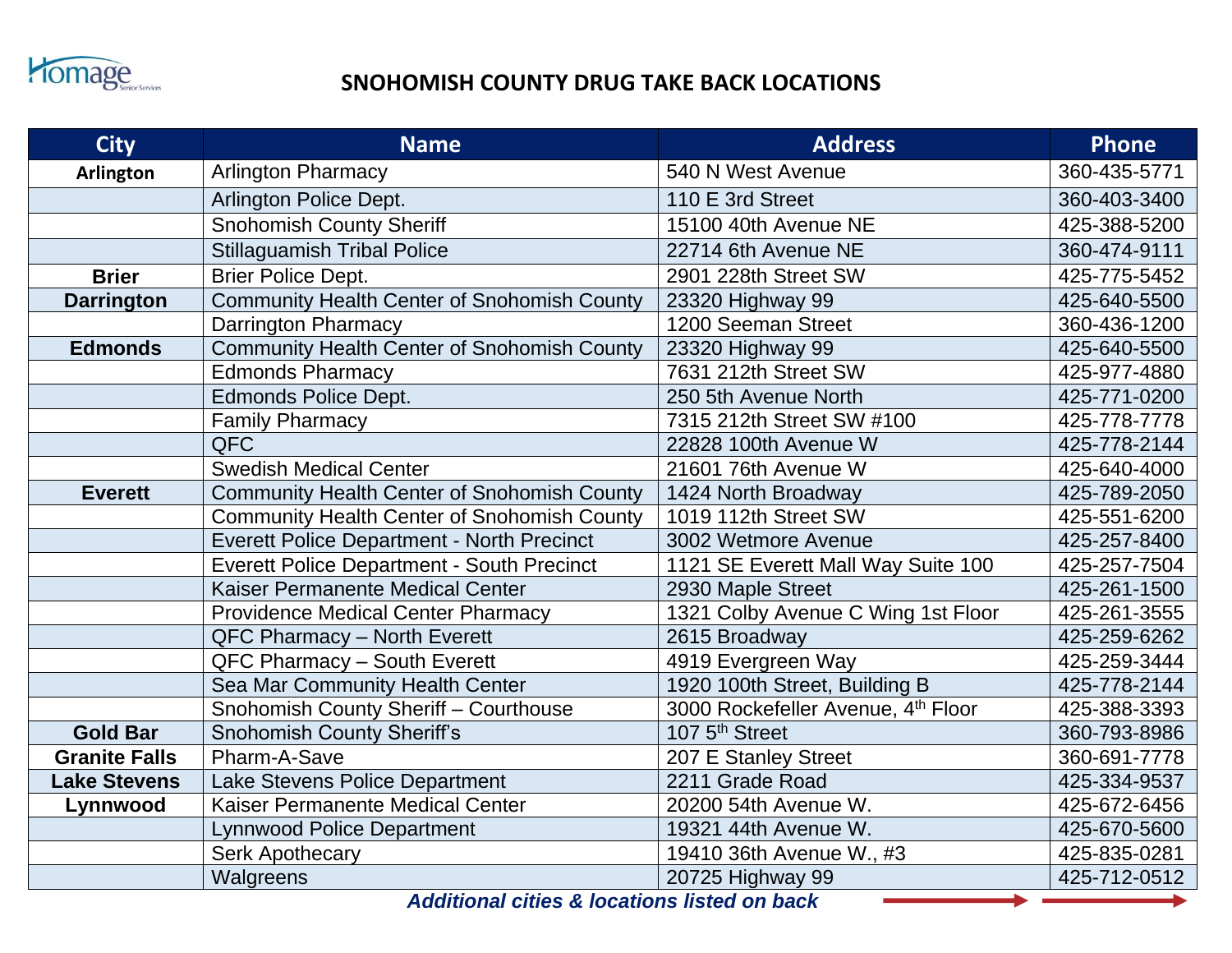Homage Senior Services

# SNOHOMISH COUNTY DRUG TAKE BACK LOCATIONS

| City | Name | Address | Phone |
|---|---|---|---|
| **Arlington** | Arlington Pharmacy | 540 N West Avenue | 360-435-5771 |
| | Arlington Police Dept. | 110 E 3rd Street | 360-403-3400 |
| | Snohomish County Sheriff | 15100 40th Avenue NE | 425-388-5200 |
| | Stillaguamish Tribal Police | 22714 6th Avenue NE | 360-474-9111 |
| **Brier** | Brier Police Dept. | 2901 228th Street SW | 425-775-5452 |
| **Darrington** | Community Health Center of Snohomish County | 23320 Highway 99 | 425-640-5500 |
| | Darrington Pharmacy | 1200 Seeman Street | 360-436-1200 |
| **Edmonds** | Community Health Center of Snohomish County | 23320 Highway 99 | 425-640-5500 |
| | Edmonds Pharmacy | 7631 212th Street SW | 425-977-4880 |
| | Edmonds Police Dept. | 250 5th Avenue North | 425-771-0200 |
| | Family Pharmacy | 7315 212th Street SW #100 | 425-778-7778 |
| | QFC | 22828 100th Avenue W | 425-778-2144 |
| | Swedish Medical Center | 21601 76th Avenue W | 425-640-4000 |
| **Everett** | Community Health Center of Snohomish County | 1424 North Broadway | 425-789-2050 |
| | Community Health Center of Snohomish County | 1019 112th Street SW | 425-551-6200 |
| | Everett Police Department - North Precinct | 3002 Wetmore Avenue | 425-257-8400 |
| | Everett Police Department - South Precinct | 1121 SE Everett Mall Way Suite 100 | 425-257-7504 |
| | Kaiser Permanente Medical Center | 2930 Maple Street | 425-261-1500 |
| | Providence Medical Center Pharmacy | 1321 Colby Avenue C Wing 1st Floor | 425-261-3555 |
| | QFC Pharmacy – North Everett | 2615 Broadway | 425-259-6262 |
| | QFC Pharmacy – South Everett | 4919 Evergreen Way | 425-259-3444 |
| | Sea Mar Community Health Center | 1920 100th Street, Building B | 425-778-2144 |
| | Snohomish County Sheriff – Courthouse | 3000 Rockefeller Avenue, 4th Floor | 425-388-3393 |
| **Gold Bar** | Snohomish County Sheriff's | 107 5th Street | 360-793-8986 |
| **Granite Falls** | Pharm-A-Save | 207 E Stanley Street | 360-691-7778 |
| **Lake Stevens** | Lake Stevens Police Department | 2211 Grade Road | 425-334-9537 |
| **Lynnwood** | Kaiser Permanente Medical Center | 20200 54th Avenue W. | 425-672-6456 |
| | Lynnwood Police Department | 19321 44th Avenue W. | 425-670-5600 |
| | Serk Apothecary | 19410 36th Avenue W., #3 | 425-835-0281 |
| | Walgreens | 20725 Highway 99 | 425-712-0512 |

***Additional cities & locations listed on back*** →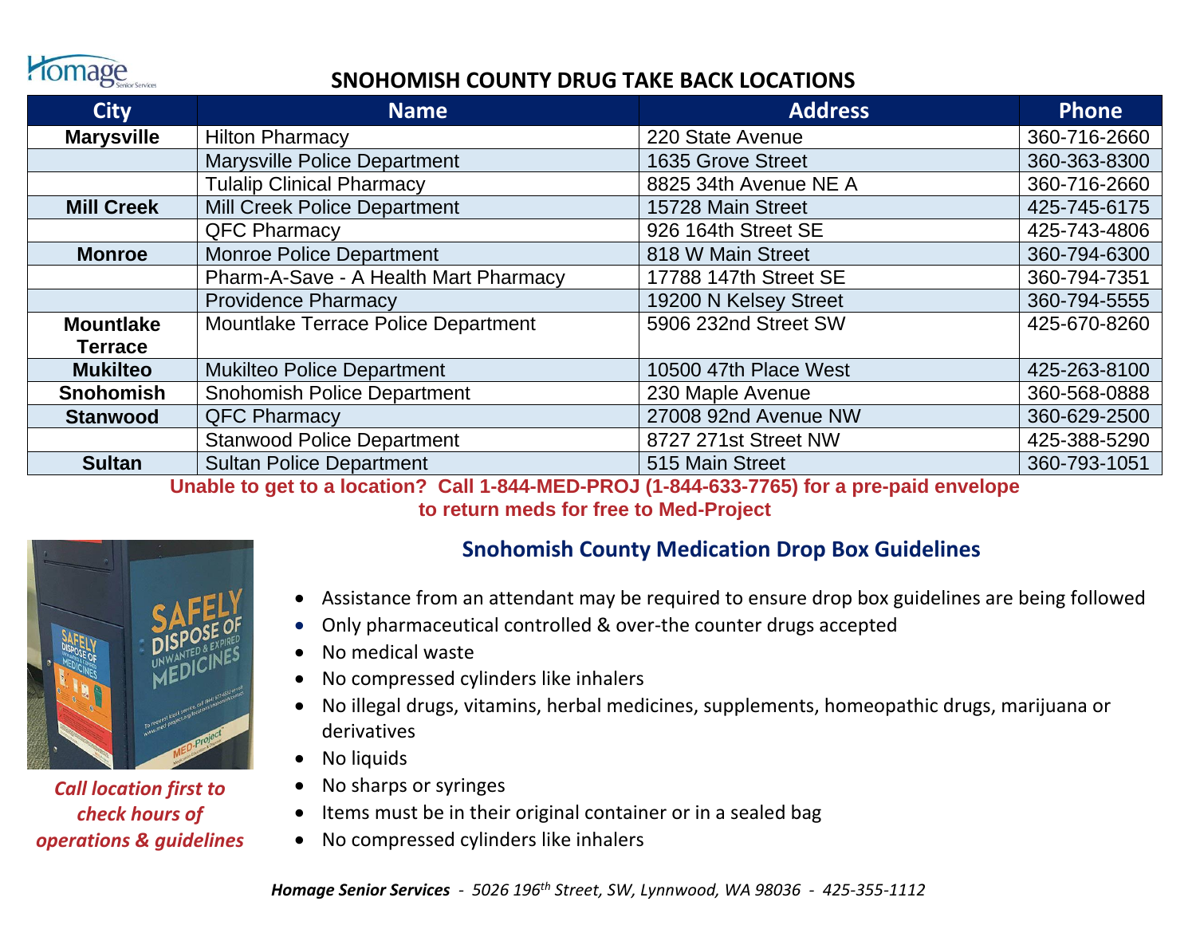## SNOHOMISH COUNTY DRUG TAKE BACK LOCATIONS

| City | Name | Address | Phone |
|---|---|---|---|
| **Marysville** | Hilton Pharmacy | 220 State Avenue | 360-716-2660 |
| | Marysville Police Department | 1635 Grove Street | 360-363-8300 |
| | Tulalip Clinical Pharmacy | 8825 34th Avenue NE A | 360-716-2660 |
| **Mill Creek** | Mill Creek Police Department | 15728 Main Street | 425-745-6175 |
| | QFC Pharmacy | 926 164th Street SE | 425-743-4806 |
| **Monroe** | Monroe Police Department | 818 W Main Street | 360-794-6300 |
| | Pharm-A-Save - A Health Mart Pharmacy | 17788 147th Street SE | 360-794-7351 |
| | Providence Pharmacy | 19200 N Kelsey Street | 360-794-5555 |
| **Mountlake Terrace** | Mountlake Terrace Police Department | 5906 232nd Street SW | 425-670-8260 |
| **Mukilteo** | Mukilteo Police Department | 10500 47th Place West | 425-263-8100 |
| **Snohomish** | Snohomish Police Department | 230 Maple Avenue | 360-568-0888 |
| **Stanwood** | QFC Pharmacy | 27008 92nd Avenue NW | 360-629-2500 |
| | Stanwood Police Department | 8727 271st Street NW | 425-388-5290 |
| **Sultan** | Sultan Police Department | 515 Main Street | 360-793-1051 |

**Unable to get to a location? Call 1-844-MED-PROJ (1-844-633-7765) for a pre-paid envelope to return meds for free to Med-Project**

*Call location first to check hours of operations & guidelines*

### Snohomish County Medication Drop Box Guidelines

- Assistance from an attendant may be required to ensure drop box guidelines are being followed
- Only pharmaceutical controlled & over-the counter drugs accepted
- No medical waste
- No compressed cylinders like inhalers
- No illegal drugs, vitamins, herbal medicines, supplements, homeopathic drugs, marijuana or derivatives
- No liquids
- No sharps or syringes
- Items must be in their original container or in a sealed bag
- No compressed cylinders like inhalers

***Homage Senior Services** - 5026 196th Street, SW, Lynnwood, WA 98036 - 425-355-1112*